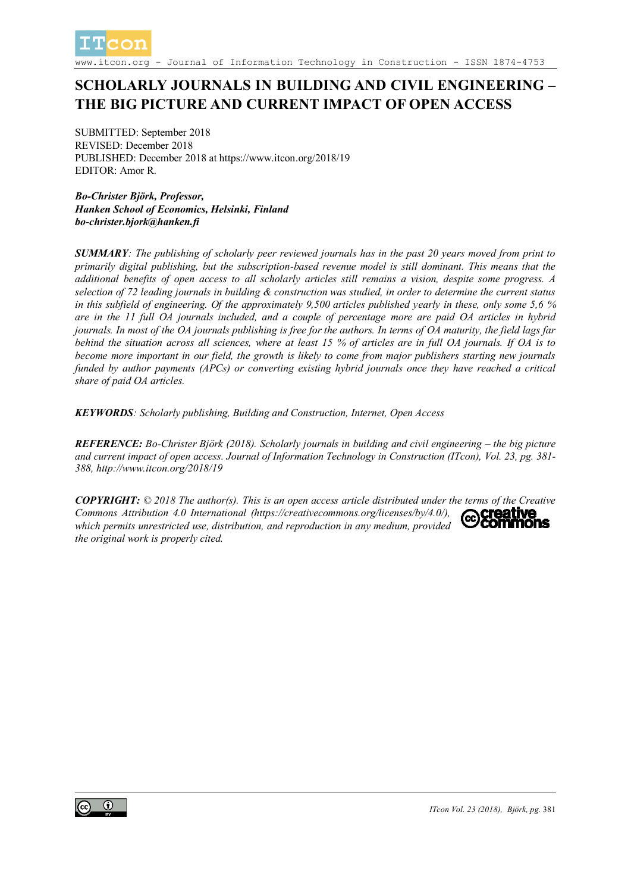# SCHOLARLY JOURNALS IN BUILDING AND CIVIL ENGINEERING – THE BIG PICTURE AND CURRENT IMPACT OF OPEN ACCESS

SUBMITTED: September 2018
REVISED: December 2018
PUBLISHED: December 2018 at https://www.itcon.org/2018/19
EDITOR: Amor R.

***Bo-Christer Björk, Professor,***
***Hanken School of Economics, Helsinki, Finland***
***bo-christer.bjork@hanken.fi***

***SUMMARY**: The publishing of scholarly peer reviewed journals has in the past 20 years moved from print to primarily digital publishing, but the subscription-based revenue model is still dominant. This means that the additional benefits of open access to all scholarly articles still remains a vision, despite some progress. A selection of 72 leading journals in building & construction was studied, in order to determine the current status in this subfield of engineering. Of the approximately 9,500 articles published yearly in these, only some 5,6 % are in the 11 full OA journals included, and a couple of percentage more are paid OA articles in hybrid journals. In most of the OA journals publishing is free for the authors. In terms of OA maturity, the field lags far behind the situation across all sciences, where at least 15 % of articles are in full OA journals. If OA is to become more important in our field, the growth is likely to come from major publishers starting new journals funded by author payments (APCs) or converting existing hybrid journals once they have reached a critical share of paid OA articles.*

***KEYWORDS**: Scholarly publishing, Building and Construction, Internet, Open Access*

***REFERENCE:** Bo-Christer Björk (2018). Scholarly journals in building and civil engineering – the big picture and current impact of open access. Journal of Information Technology in Construction (ITcon), Vol. 23, pg. 381-388, http://www.itcon.org/2018/19*

***COPYRIGHT:** © 2018 The author(s). This is an open access article distributed under the terms of the Creative Commons Attribution 4.0 International (https://creativecommons.org/licenses/by/4.0/), which permits unrestricted use, distribution, and reproduction in any medium, provided the original work is properly cited.*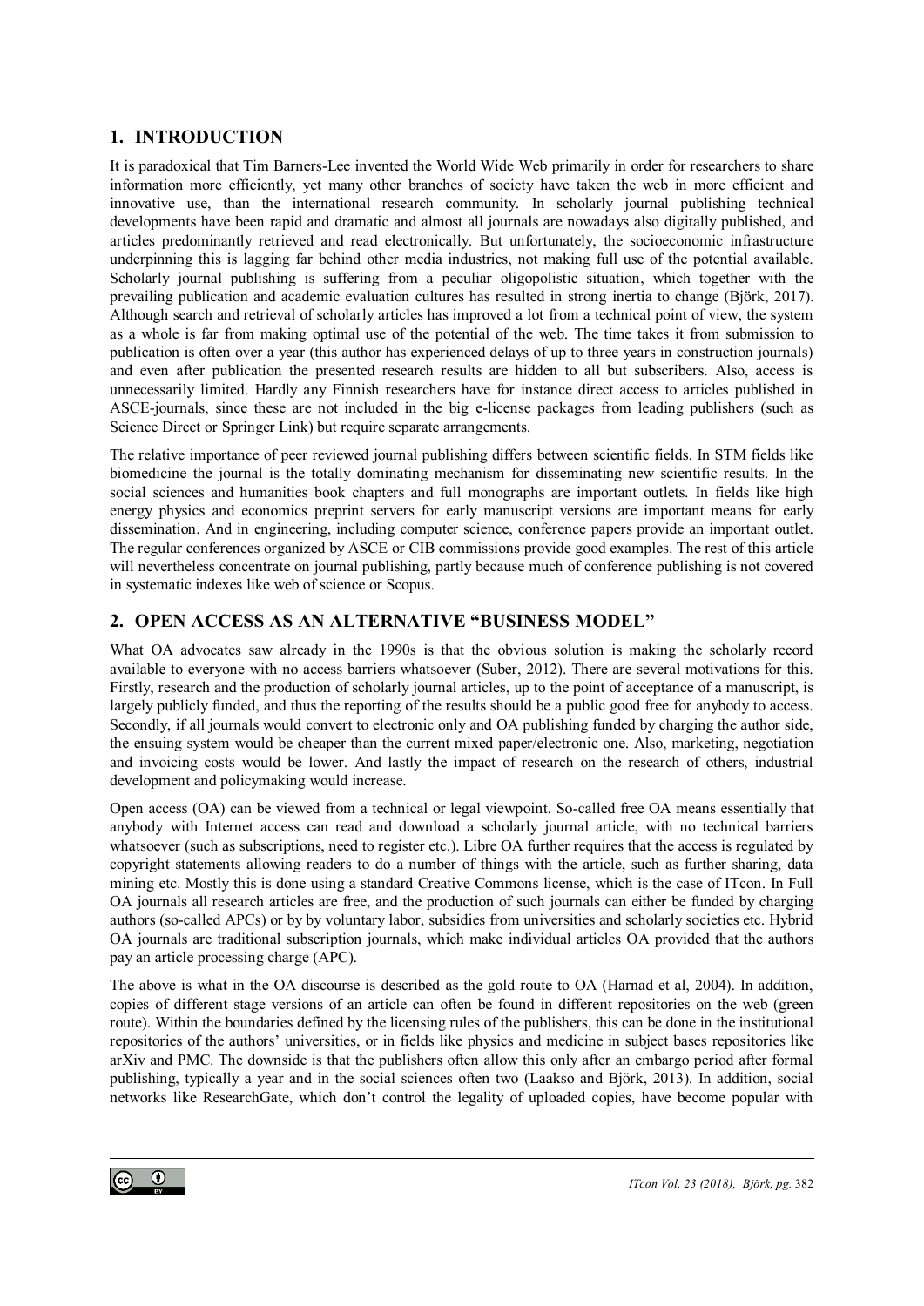## 1. INTRODUCTION

It is paradoxical that Tim Barners-Lee invented the World Wide Web primarily in order for researchers to share information more efficiently, yet many other branches of society have taken the web in more efficient and innovative use, than the international research community. In scholarly journal publishing technical developments have been rapid and dramatic and almost all journals are nowadays also digitally published, and articles predominantly retrieved and read electronically. But unfortunately, the socioeconomic infrastructure underpinning this is lagging far behind other media industries, not making full use of the potential available. Scholarly journal publishing is suffering from a peculiar oligopolistic situation, which together with the prevailing publication and academic evaluation cultures has resulted in strong inertia to change (Björk, 2017). Although search and retrieval of scholarly articles has improved a lot from a technical point of view, the system as a whole is far from making optimal use of the potential of the web. The time takes it from submission to publication is often over a year (this author has experienced delays of up to three years in construction journals) and even after publication the presented research results are hidden to all but subscribers. Also, access is unnecessarily limited. Hardly any Finnish researchers have for instance direct access to articles published in ASCE-journals, since these are not included in the big e-license packages from leading publishers (such as Science Direct or Springer Link) but require separate arrangements.

The relative importance of peer reviewed journal publishing differs between scientific fields. In STM fields like biomedicine the journal is the totally dominating mechanism for disseminating new scientific results. In the social sciences and humanities book chapters and full monographs are important outlets. In fields like high energy physics and economics preprint servers for early manuscript versions are important means for early dissemination. And in engineering, including computer science, conference papers provide an important outlet. The regular conferences organized by ASCE or CIB commissions provide good examples. The rest of this article will nevertheless concentrate on journal publishing, partly because much of conference publishing is not covered in systematic indexes like web of science or Scopus.

## 2. OPEN ACCESS AS AN ALTERNATIVE "BUSINESS MODEL"

What OA advocates saw already in the 1990s is that the obvious solution is making the scholarly record available to everyone with no access barriers whatsoever (Suber, 2012). There are several motivations for this. Firstly, research and the production of scholarly journal articles, up to the point of acceptance of a manuscript, is largely publicly funded, and thus the reporting of the results should be a public good free for anybody to access. Secondly, if all journals would convert to electronic only and OA publishing funded by charging the author side, the ensuing system would be cheaper than the current mixed paper/electronic one. Also, marketing, negotiation and invoicing costs would be lower. And lastly the impact of research on the research of others, industrial development and policymaking would increase.

Open access (OA) can be viewed from a technical or legal viewpoint. So-called free OA means essentially that anybody with Internet access can read and download a scholarly journal article, with no technical barriers whatsoever (such as subscriptions, need to register etc.). Libre OA further requires that the access is regulated by copyright statements allowing readers to do a number of things with the article, such as further sharing, data mining etc. Mostly this is done using a standard Creative Commons license, which is the case of ITcon. In Full OA journals all research articles are free, and the production of such journals can either be funded by charging authors (so-called APCs) or by by voluntary labor, subsidies from universities and scholarly societies etc. Hybrid OA journals are traditional subscription journals, which make individual articles OA provided that the authors pay an article processing charge (APC).

The above is what in the OA discourse is described as the gold route to OA (Harnad et al, 2004). In addition, copies of different stage versions of an article can often be found in different repositories on the web (green route). Within the boundaries defined by the licensing rules of the publishers, this can be done in the institutional repositories of the authors' universities, or in fields like physics and medicine in subject bases repositories like arXiv and PMC. The downside is that the publishers often allow this only after an embargo period after formal publishing, typically a year and in the social sciences often two (Laakso and Björk, 2013). In addition, social networks like ResearchGate, which don't control the legality of uploaded copies, have become popular with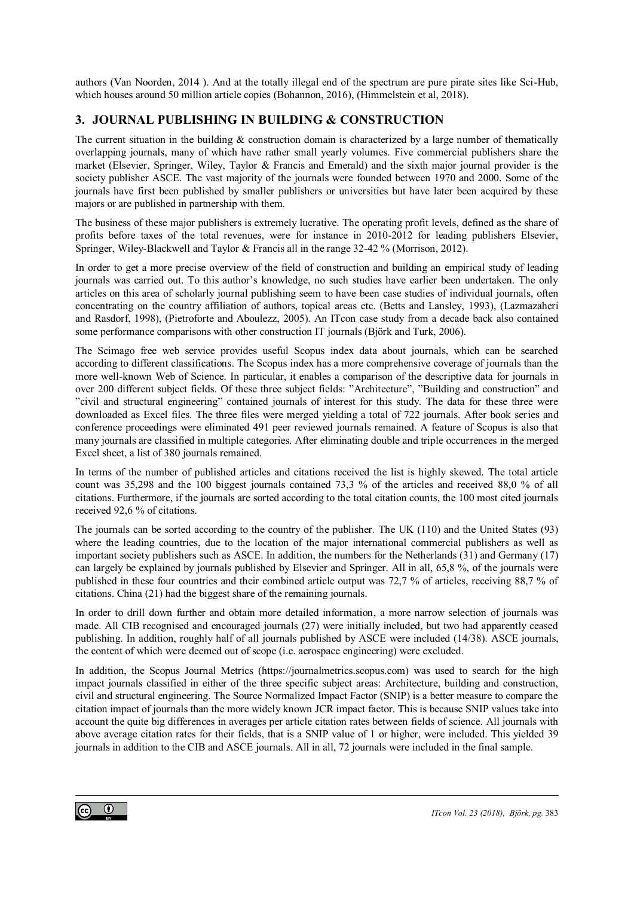authors (Van Noorden, 2014 ). And at the totally illegal end of the spectrum are pure pirate sites like Sci-Hub, which houses around 50 million article copies (Bohannon, 2016), (Himmelstein et al, 2018).

## 3. JOURNAL PUBLISHING IN BUILDING & CONSTRUCTION

The current situation in the building & construction domain is characterized by a large number of thematically overlapping journals, many of which have rather small yearly volumes. Five commercial publishers share the market (Elsevier, Springer, Wiley, Taylor & Francis and Emerald) and the sixth major journal provider is the society publisher ASCE. The vast majority of the journals were founded between 1970 and 2000. Some of the journals have first been published by smaller publishers or universities but have later been acquired by these majors or are published in partnership with them.

The business of these major publishers is extremely lucrative. The operating profit levels, defined as the share of profits before taxes of the total revenues, were for instance in 2010-2012 for leading publishers Elsevier, Springer, Wiley-Blackwell and Taylor & Francis all in the range 32-42 % (Morrison, 2012).

In order to get a more precise overview of the field of construction and building an empirical study of leading journals was carried out. To this author's knowledge, no such studies have earlier been undertaken. The only articles on this area of scholarly journal publishing seem to have been case studies of individual journals, often concentrating on the country affiliation of authors, topical areas etc. (Betts and Lansley, 1993), (Lazmazaheri and Rasdorf, 1998), (Pietroforte and Aboulezz, 2005). An ITcon case study from a decade back also contained some performance comparisons with other construction IT journals (Björk and Turk, 2006).

The Scimago free web service provides useful Scopus index data about journals, which can be searched according to different classifications. The Scopus index has a more comprehensive coverage of journals than the more well-known Web of Science. In particular, it enables a comparison of the descriptive data for journals in over 200 different subject fields. Of these three subject fields: "Architecture", "Building and construction" and "civil and structural engineering" contained journals of interest for this study. The data for these three were downloaded as Excel files. The three files were merged yielding a total of 722 journals. After book series and conference proceedings were eliminated 491 peer reviewed journals remained. A feature of Scopus is also that many journals are classified in multiple categories. After eliminating double and triple occurrences in the merged Excel sheet, a list of 380 journals remained.

In terms of the number of published articles and citations received the list is highly skewed. The total article count was 35,298 and the 100 biggest journals contained 73,3 % of the articles and received 88,0 % of all citations. Furthermore, if the journals are sorted according to the total citation counts, the 100 most cited journals received 92,6 % of citations.

The journals can be sorted according to the country of the publisher. The UK (110) and the United States (93) where the leading countries, due to the location of the major international commercial publishers as well as important society publishers such as ASCE. In addition, the numbers for the Netherlands (31) and Germany (17) can largely be explained by journals published by Elsevier and Springer. All in all, 65,8 %, of the journals were published in these four countries and their combined article output was 72,7 % of articles, receiving 88,7 % of citations. China (21) had the biggest share of the remaining journals.

In order to drill down further and obtain more detailed information, a more narrow selection of journals was made. All CIB recognised and encouraged journals (27) were initially included, but two had apparently ceased publishing. In addition, roughly half of all journals published by ASCE were included (14/38). ASCE journals, the content of which were deemed out of scope (i.e. aerospace engineering) were excluded.

In addition, the Scopus Journal Metrics (https://journalmetrics.scopus.com) was used to search for the high impact journals classified in either of the three specific subject areas: Architecture, building and construction, civil and structural engineering. The Source Normalized Impact Factor (SNIP) is a better measure to compare the citation impact of journals than the more widely known JCR impact factor. This is because SNIP values take into account the quite big differences in averages per article citation rates between fields of science. All journals with above average citation rates for their fields, that is a SNIP value of 1 or higher, were included. This yielded 39 journals in addition to the CIB and ASCE journals. All in all, 72 journals were included in the final sample.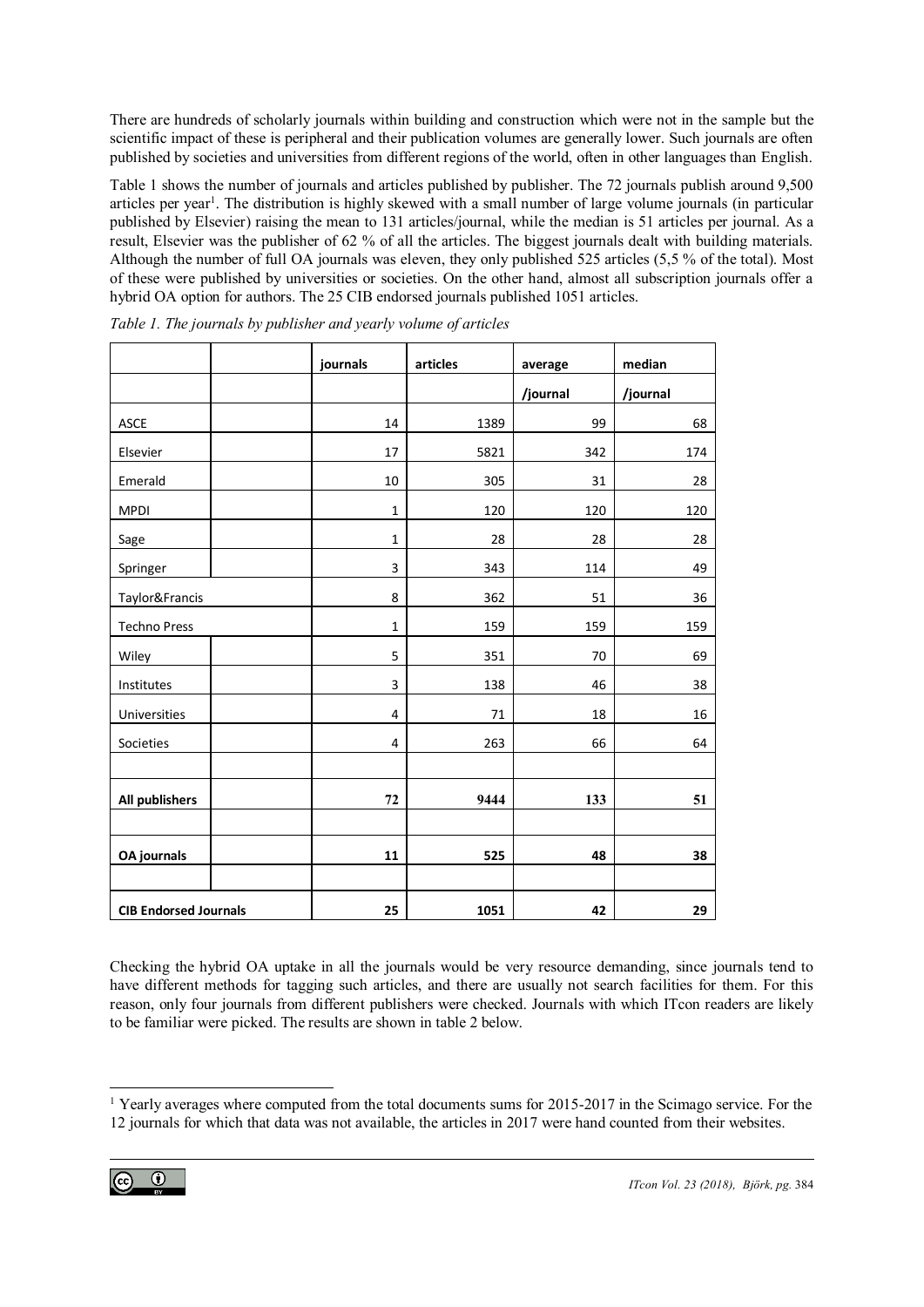There are hundreds of scholarly journals within building and construction which were not in the sample but the scientific impact of these is peripheral and their publication volumes are generally lower. Such journals are often published by societies and universities from different regions of the world, often in other languages than English.

Table 1 shows the number of journals and articles published by publisher. The 72 journals publish around 9,500 articles per year[1]. The distribution is highly skewed with a small number of large volume journals (in particular published by Elsevier) raising the mean to 131 articles/journal, while the median is 51 articles per journal. As a result, Elsevier was the publisher of 62 % of all the articles. The biggest journals dealt with building materials. Although the number of full OA journals was eleven, they only published 525 articles (5,5 % of the total). Most of these were published by universities or societies. On the other hand, almost all subscription journals offer a hybrid OA option for authors. The 25 CIB endorsed journals published 1051 articles.

*Table 1. The journals by publisher and yearly volume of articles*

| | journals | articles | average /journal | median /journal |
|---|---|---|---|---|
| ASCE | 14 | 1389 | 99 | 68 |
| Elsevier | 17 | 5821 | 342 | 174 |
| Emerald | 10 | 305 | 31 | 28 |
| MPDI | 1 | 120 | 120 | 120 |
| Sage | 1 | 28 | 28 | 28 |
| Springer | 3 | 343 | 114 | 49 |
| Taylor&Francis | 8 | 362 | 51 | 36 |
| Techno Press | 1 | 159 | 159 | 159 |
| Wiley | 5 | 351 | 70 | 69 |
| Institutes | 3 | 138 | 46 | 38 |
| Universities | 4 | 71 | 18 | 16 |
| Societies | 4 | 263 | 66 | 64 |
| | | | | |
| **All publishers** | **72** | **9444** | **133** | **51** |
| | | | | |
| **OA journals** | **11** | **525** | **48** | **38** |
| | | | | |
| **CIB Endorsed Journals** | **25** | **1051** | **42** | **29** |

Checking the hybrid OA uptake in all the journals would be very resource demanding, since journals tend to have different methods for tagging such articles, and there are usually not search facilities for them. For this reason, only four journals from different publishers were checked. Journals with which ITcon readers are likely to be familiar were picked. The results are shown in table 2 below.

[1] Yearly averages where computed from the total documents sums for 2015-2017 in the Scimago service. For the 12 journals for which that data was not available, the articles in 2017 were hand counted from their websites.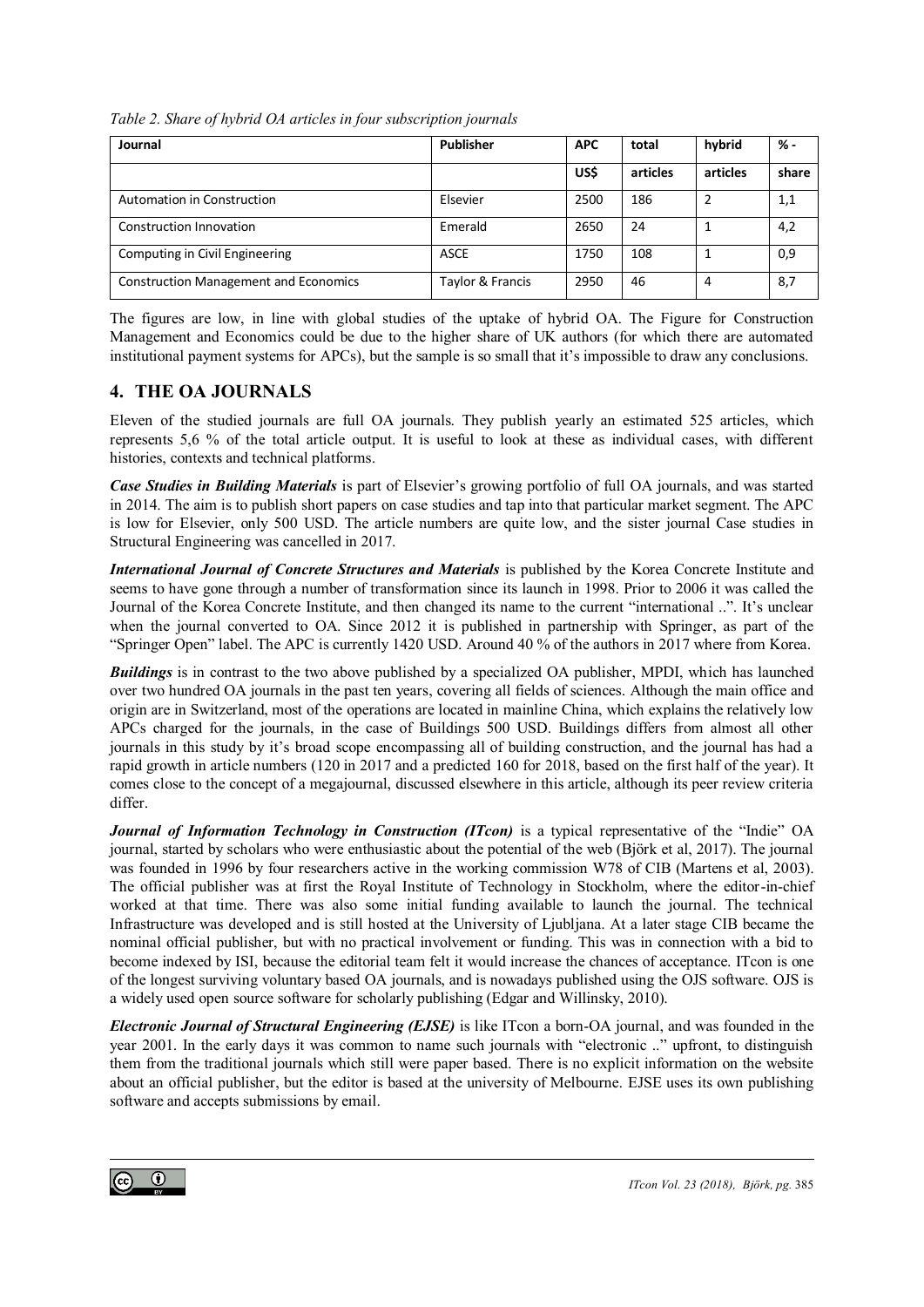*Table 2. Share of hybrid OA articles in four subscription journals*

| Journal | Publisher | APC | total | hybrid | % - |
|---|---|---|---|---|---|
| | | US$ | articles | articles | share |
| Automation in Construction | Elsevier | 2500 | 186 | 2 | 1,1 |
| Construction Innovation | Emerald | 2650 | 24 | 1 | 4,2 |
| Computing in Civil Engineering | ASCE | 1750 | 108 | 1 | 0,9 |
| Construction Management and Economics | Taylor & Francis | 2950 | 46 | 4 | 8,7 |

The figures are low, in line with global studies of the uptake of hybrid OA. The Figure for Construction Management and Economics could be due to the higher share of UK authors (for which there are automated institutional payment systems for APCs), but the sample is so small that it's impossible to draw any conclusions.

## 4. THE OA JOURNALS

Eleven of the studied journals are full OA journals. They publish yearly an estimated 525 articles, which represents 5,6 % of the total article output. It is useful to look at these as individual cases, with different histories, contexts and technical platforms.

***Case Studies in Building Materials*** is part of Elsevier's growing portfolio of full OA journals, and was started in 2014. The aim is to publish short papers on case studies and tap into that particular market segment. The APC is low for Elsevier, only 500 USD. The article numbers are quite low, and the sister journal Case studies in Structural Engineering was cancelled in 2017.

***International Journal of Concrete Structures and Materials*** is published by the Korea Concrete Institute and seems to have gone through a number of transformation since its launch in 1998. Prior to 2006 it was called the Journal of the Korea Concrete Institute, and then changed its name to the current "international ..". It's unclear when the journal converted to OA. Since 2012 it is published in partnership with Springer, as part of the "Springer Open" label. The APC is currently 1420 USD. Around 40 % of the authors in 2017 where from Korea.

***Buildings*** is in contrast to the two above published by a specialized OA publisher, MPDI, which has launched over two hundred OA journals in the past ten years, covering all fields of sciences. Although the main office and origin are in Switzerland, most of the operations are located in mainline China, which explains the relatively low APCs charged for the journals, in the case of Buildings 500 USD. Buildings differs from almost all other journals in this study by it's broad scope encompassing all of building construction, and the journal has had a rapid growth in article numbers (120 in 2017 and a predicted 160 for 2018, based on the first half of the year). It comes close to the concept of a megajournal, discussed elsewhere in this article, although its peer review criteria differ.

***Journal of Information Technology in Construction (ITcon)*** is a typical representative of the "Indie" OA journal, started by scholars who were enthusiastic about the potential of the web (Björk et al, 2017). The journal was founded in 1996 by four researchers active in the working commission W78 of CIB (Martens et al, 2003). The official publisher was at first the Royal Institute of Technology in Stockholm, where the editor-in-chief worked at that time. There was also some initial funding available to launch the journal. The technical Infrastructure was developed and is still hosted at the University of Ljubljana. At a later stage CIB became the nominal official publisher, but with no practical involvement or funding. This was in connection with a bid to become indexed by ISI, because the editorial team felt it would increase the chances of acceptance. ITcon is one of the longest surviving voluntary based OA journals, and is nowadays published using the OJS software. OJS is a widely used open source software for scholarly publishing (Edgar and Willinsky, 2010).

***Electronic Journal of Structural Engineering (EJSE)*** is like ITcon a born-OA journal, and was founded in the year 2001. In the early days it was common to name such journals with "electronic .." upfront, to distinguish them from the traditional journals which still were paper based. There is no explicit information on the website about an official publisher, but the editor is based at the university of Melbourne. EJSE uses its own publishing software and accepts submissions by email.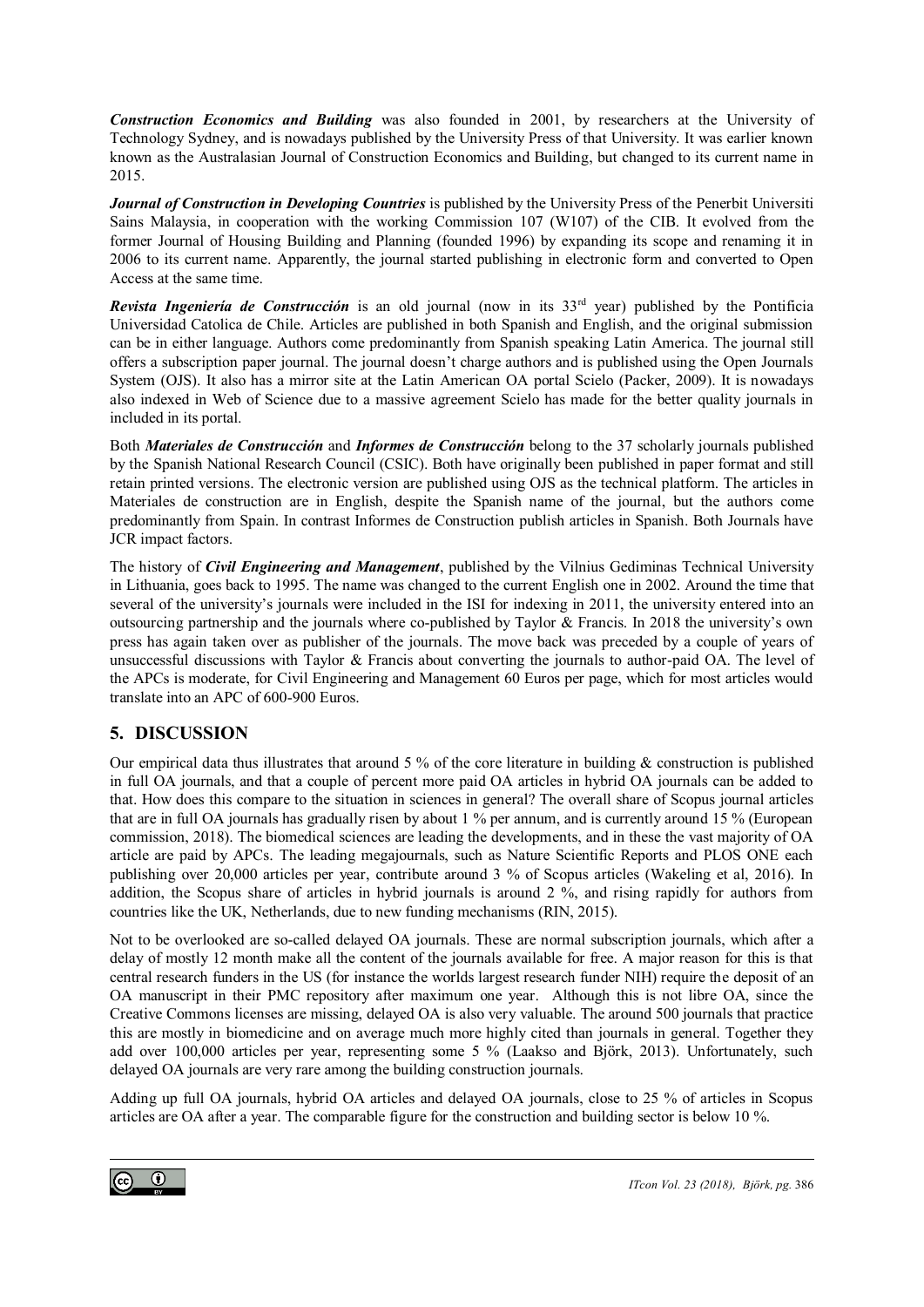***Construction Economics and Building*** was also founded in 2001, by researchers at the University of Technology Sydney, and is nowadays published by the University Press of that University. It was earlier known known as the Australasian Journal of Construction Economics and Building, but changed to its current name in 2015.

***Journal of Construction in Developing Countries*** is published by the University Press of the Penerbit Universiti Sains Malaysia, in cooperation with the working Commission 107 (W107) of the CIB. It evolved from the former Journal of Housing Building and Planning (founded 1996) by expanding its scope and renaming it in 2006 to its current name. Apparently, the journal started publishing in electronic form and converted to Open Access at the same time.

***Revista Ingeniería de Construcción*** is an old journal (now in its 33rd year) published by the Pontificia Universidad Catolica de Chile. Articles are published in both Spanish and English, and the original submission can be in either language. Authors come predominantly from Spanish speaking Latin America. The journal still offers a subscription paper journal. The journal doesn't charge authors and is published using the Open Journals System (OJS). It also has a mirror site at the Latin American OA portal Scielo (Packer, 2009). It is nowadays also indexed in Web of Science due to a massive agreement Scielo has made for the better quality journals in included in its portal.

Both ***Materiales de Construcción*** and ***Informes de Construcción*** belong to the 37 scholarly journals published by the Spanish National Research Council (CSIC). Both have originally been published in paper format and still retain printed versions. The electronic version are published using OJS as the technical platform. The articles in Materiales de construction are in English, despite the Spanish name of the journal, but the authors come predominantly from Spain. In contrast Informes de Construction publish articles in Spanish. Both Journals have JCR impact factors.

The history of ***Civil Engineering and Management***, published by the Vilnius Gediminas Technical University in Lithuania, goes back to 1995. The name was changed to the current English one in 2002. Around the time that several of the university's journals were included in the ISI for indexing in 2011, the university entered into an outsourcing partnership and the journals where co-published by Taylor & Francis. In 2018 the university's own press has again taken over as publisher of the journals. The move back was preceded by a couple of years of unsuccessful discussions with Taylor & Francis about converting the journals to author-paid OA. The level of the APCs is moderate, for Civil Engineering and Management 60 Euros per page, which for most articles would translate into an APC of 600-900 Euros.

## 5. DISCUSSION

Our empirical data thus illustrates that around 5 % of the core literature in building & construction is published in full OA journals, and that a couple of percent more paid OA articles in hybrid OA journals can be added to that. How does this compare to the situation in sciences in general? The overall share of Scopus journal articles that are in full OA journals has gradually risen by about 1 % per annum, and is currently around 15 % (European commission, 2018). The biomedical sciences are leading the developments, and in these the vast majority of OA article are paid by APCs. The leading megajournals, such as Nature Scientific Reports and PLOS ONE each publishing over 20,000 articles per year, contribute around 3 % of Scopus articles (Wakeling et al, 2016). In addition, the Scopus share of articles in hybrid journals is around 2 %, and rising rapidly for authors from countries like the UK, Netherlands, due to new funding mechanisms (RIN, 2015).

Not to be overlooked are so-called delayed OA journals. These are normal subscription journals, which after a delay of mostly 12 month make all the content of the journals available for free. A major reason for this is that central research funders in the US (for instance the worlds largest research funder NIH) require the deposit of an OA manuscript in their PMC repository after maximum one year. Although this is not libre OA, since the Creative Commons licenses are missing, delayed OA is also very valuable. The around 500 journals that practice this are mostly in biomedicine and on average much more highly cited than journals in general. Together they add over 100,000 articles per year, representing some 5 % (Laakso and Björk, 2013). Unfortunately, such delayed OA journals are very rare among the building construction journals.

Adding up full OA journals, hybrid OA articles and delayed OA journals, close to 25 % of articles in Scopus articles are OA after a year. The comparable figure for the construction and building sector is below 10 %.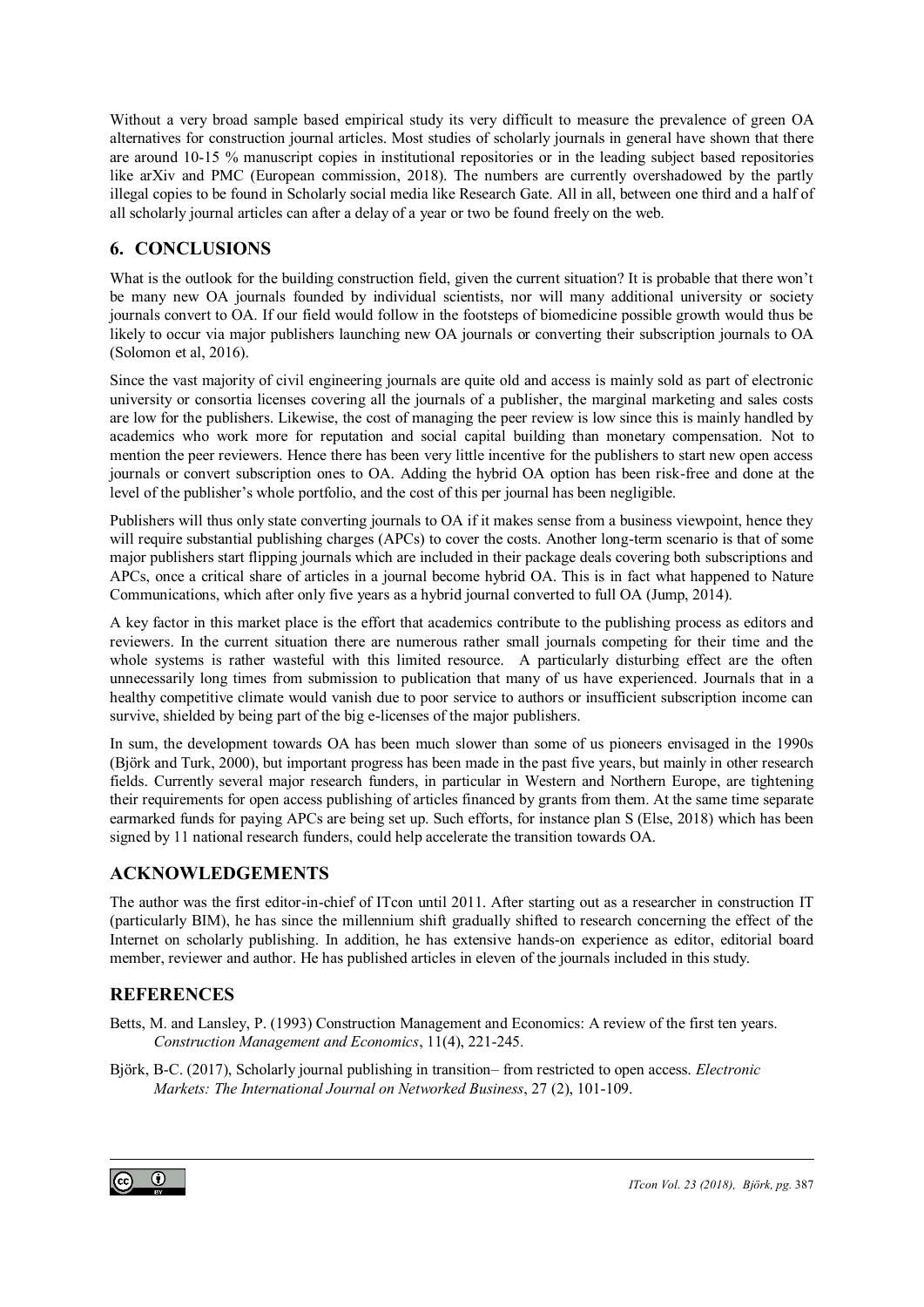Without a very broad sample based empirical study its very difficult to measure the prevalence of green OA alternatives for construction journal articles. Most studies of scholarly journals in general have shown that there are around 10-15 % manuscript copies in institutional repositories or in the leading subject based repositories like arXiv and PMC (European commission, 2018). The numbers are currently overshadowed by the partly illegal copies to be found in Scholarly social media like Research Gate. All in all, between one third and a half of all scholarly journal articles can after a delay of a year or two be found freely on the web.

## 6. CONCLUSIONS

What is the outlook for the building construction field, given the current situation? It is probable that there won't be many new OA journals founded by individual scientists, nor will many additional university or society journals convert to OA. If our field would follow in the footsteps of biomedicine possible growth would thus be likely to occur via major publishers launching new OA journals or converting their subscription journals to OA (Solomon et al, 2016).

Since the vast majority of civil engineering journals are quite old and access is mainly sold as part of electronic university or consortia licenses covering all the journals of a publisher, the marginal marketing and sales costs are low for the publishers. Likewise, the cost of managing the peer review is low since this is mainly handled by academics who work more for reputation and social capital building than monetary compensation. Not to mention the peer reviewers. Hence there has been very little incentive for the publishers to start new open access journals or convert subscription ones to OA. Adding the hybrid OA option has been risk-free and done at the level of the publisher's whole portfolio, and the cost of this per journal has been negligible.

Publishers will thus only state converting journals to OA if it makes sense from a business viewpoint, hence they will require substantial publishing charges (APCs) to cover the costs. Another long-term scenario is that of some major publishers start flipping journals which are included in their package deals covering both subscriptions and APCs, once a critical share of articles in a journal become hybrid OA. This is in fact what happened to Nature Communications, which after only five years as a hybrid journal converted to full OA (Jump, 2014).

A key factor in this market place is the effort that academics contribute to the publishing process as editors and reviewers. In the current situation there are numerous rather small journals competing for their time and the whole systems is rather wasteful with this limited resource. A particularly disturbing effect are the often unnecessarily long times from submission to publication that many of us have experienced. Journals that in a healthy competitive climate would vanish due to poor service to authors or insufficient subscription income can survive, shielded by being part of the big e-licenses of the major publishers.

In sum, the development towards OA has been much slower than some of us pioneers envisaged in the 1990s (Björk and Turk, 2000), but important progress has been made in the past five years, but mainly in other research fields. Currently several major research funders, in particular in Western and Northern Europe, are tightening their requirements for open access publishing of articles financed by grants from them. At the same time separate earmarked funds for paying APCs are being set up. Such efforts, for instance plan S (Else, 2018) which has been signed by 11 national research funders, could help accelerate the transition towards OA.

## ACKNOWLEDGEMENTS

The author was the first editor-in-chief of ITcon until 2011. After starting out as a researcher in construction IT (particularly BIM), he has since the millennium shift gradually shifted to research concerning the effect of the Internet on scholarly publishing. In addition, he has extensive hands-on experience as editor, editorial board member, reviewer and author. He has published articles in eleven of the journals included in this study.

## REFERENCES

Betts, M. and Lansley, P. (1993) Construction Management and Economics: A review of the first ten years. *Construction Management and Economics*, 11(4), 221-245.

Björk, B-C. (2017), Scholarly journal publishing in transition– from restricted to open access. *Electronic Markets: The International Journal on Networked Business*, 27 (2), 101-109.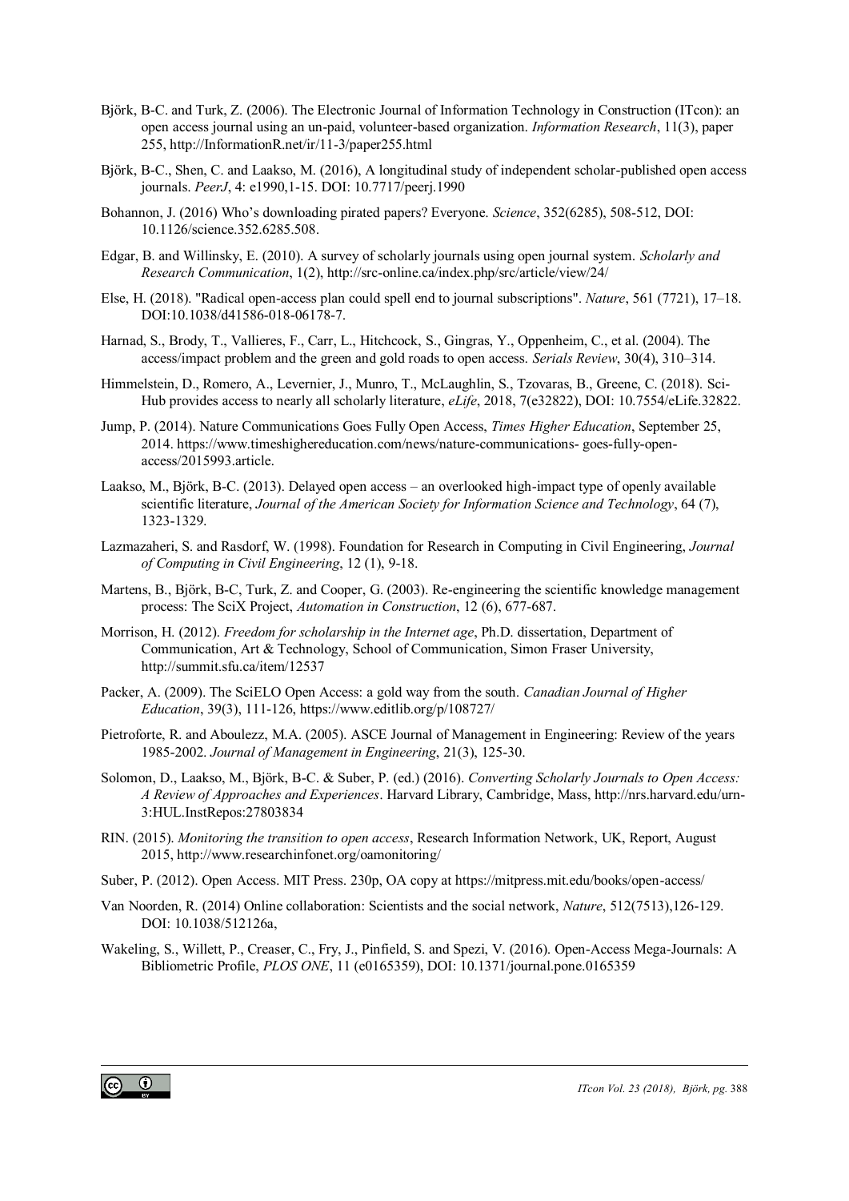Björk, B-C. and Turk, Z. (2006). The Electronic Journal of Information Technology in Construction (ITcon): an open access journal using an un-paid, volunteer-based organization. *Information Research*, 11(3), paper 255, http://InformationR.net/ir/11-3/paper255.html

Björk, B-C., Shen, C. and Laakso, M. (2016), A longitudinal study of independent scholar-published open access journals. *PeerJ*, 4: e1990,1-15. DOI: 10.7717/peerj.1990

Bohannon, J. (2016) Who's downloading pirated papers? Everyone. *Science*, 352(6285), 508-512, DOI: 10.1126/science.352.6285.508.

Edgar, B. and Willinsky, E. (2010). A survey of scholarly journals using open journal system. *Scholarly and Research Communication*, 1(2), http://src-online.ca/index.php/src/article/view/24/

Else, H. (2018). "Radical open-access plan could spell end to journal subscriptions". *Nature*, 561 (7721), 17–18. DOI:10.1038/d41586-018-06178-7.

Harnad, S., Brody, T., Vallieres, F., Carr, L., Hitchcock, S., Gingras, Y., Oppenheim, C., et al. (2004). The access/impact problem and the green and gold roads to open access. *Serials Review*, 30(4), 310–314.

Himmelstein, D., Romero, A., Levernier, J., Munro, T., McLaughlin, S., Tzovaras, B., Greene, C. (2018). Sci-Hub provides access to nearly all scholarly literature, *eLife*, 2018, 7(e32822), DOI: 10.7554/eLife.32822.

Jump, P. (2014). Nature Communications Goes Fully Open Access, *Times Higher Education*, September 25, 2014. https://www.timeshighereducation.com/news/nature-communications- goes-fully-open-access/2015993.article.

Laakso, M., Björk, B-C. (2013). Delayed open access – an overlooked high-impact type of openly available scientific literature, *Journal of the American Society for Information Science and Technology*, 64 (7), 1323-1329.

Lazmazaheri, S. and Rasdorf, W. (1998). Foundation for Research in Computing in Civil Engineering, *Journal of Computing in Civil Engineering*, 12 (1), 9-18.

Martens, B., Björk, B-C, Turk, Z. and Cooper, G. (2003). Re-engineering the scientific knowledge management process: The SciX Project, *Automation in Construction*, 12 (6), 677-687.

Morrison, H. (2012). *Freedom for scholarship in the Internet age*, Ph.D. dissertation, Department of Communication, Art & Technology, School of Communication, Simon Fraser University, http://summit.sfu.ca/item/12537

Packer, A. (2009). The SciELO Open Access: a gold way from the south. *Canadian Journal of Higher Education*, 39(3), 111-126, https://www.editlib.org/p/108727/

Pietroforte, R. and Aboulezz, M.A. (2005). ASCE Journal of Management in Engineering: Review of the years 1985-2002. *Journal of Management in Engineering*, 21(3), 125-30.

Solomon, D., Laakso, M., Björk, B-C. & Suber, P. (ed.) (2016). *Converting Scholarly Journals to Open Access: A Review of Approaches and Experiences*. Harvard Library, Cambridge, Mass, http://nrs.harvard.edu/urn-3:HUL.InstRepos:27803834

RIN. (2015). *Monitoring the transition to open access*, Research Information Network, UK, Report, August 2015, http://www.researchinfonet.org/oamonitoring/

Suber, P. (2012). Open Access. MIT Press. 230p, OA copy at https://mitpress.mit.edu/books/open-access/

Van Noorden, R. (2014) Online collaboration: Scientists and the social network, *Nature*, 512(7513),126-129. DOI: 10.1038/512126a,

Wakeling, S., Willett, P., Creaser, C., Fry, J., Pinfield, S. and Spezi, V. (2016). Open-Access Mega-Journals: A Bibliometric Profile, *PLOS ONE*, 11 (e0165359), DOI: 10.1371/journal.pone.0165359